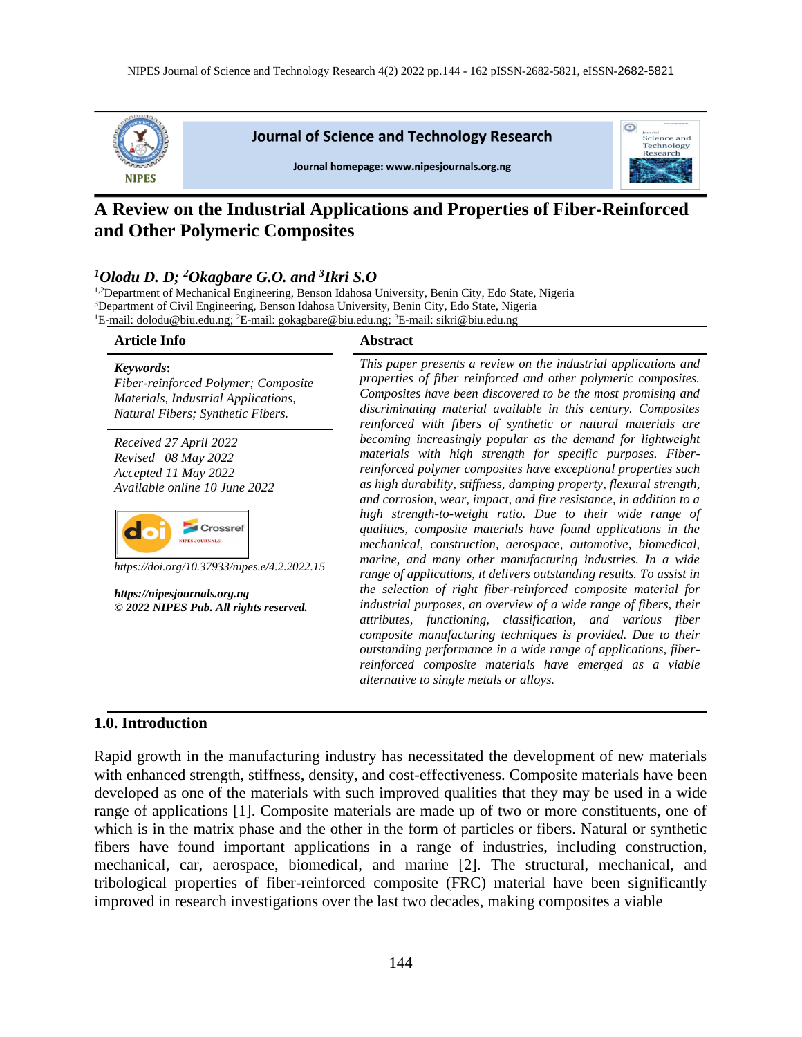# A Review on the Industrial Applications and Properties of Fiber-Reinforced and Other Polymeric Composites

***[1]Olodu D. D; [2]Okagbare G.O. and [3]Ikri S.O***

[1,2]Department of Mechanical Engineering, Benson Idahosa University, Benin City, Edo State, Nigeria
[3]Department of Civil Engineering, Benson Idahosa University, Benin City, Edo State, Nigeria
[1]E-mail: dolodu@biu.edu.ng; [2]E-mail: gokagbare@biu.edu.ng; [3]E-mail: sikri@biu.edu.ng

## Article Info

***Keywords*:**
*Fiber-reinforced Polymer; Composite Materials, Industrial Applications, Natural Fibers; Synthetic Fibers.*

*Received 27 April 2022*
*Revised 08 May 2022*
*Accepted 11 May 2022*
*Available online 10 June 2022*

*https://doi.org/10.37933/nipes.e/4.2.2022.15*

***https://nipesjournals.org.ng***
***© 2022 NIPES Pub. All rights reserved.***

## Abstract

*This paper presents a review on the industrial applications and properties of fiber reinforced and other polymeric composites. Composites have been discovered to be the most promising and discriminating material available in this century. Composites reinforced with fibers of synthetic or natural materials are becoming increasingly popular as the demand for lightweight materials with high strength for specific purposes. Fiber-reinforced polymer composites have exceptional properties such as high durability, stiffness, damping property, flexural strength, and corrosion, wear, impact, and fire resistance, in addition to a high strength-to-weight ratio. Due to their wide range of qualities, composite materials have found applications in the mechanical, construction, aerospace, automotive, biomedical, marine, and many other manufacturing industries. In a wide range of applications, it delivers outstanding results. To assist in the selection of right fiber-reinforced composite material for industrial purposes, an overview of a wide range of fibers, their attributes, functioning, classification, and various fiber composite manufacturing techniques is provided. Due to their outstanding performance in a wide range of applications, fiber-reinforced composite materials have emerged as a viable alternative to single metals or alloys.*

## 1.0. Introduction

Rapid growth in the manufacturing industry has necessitated the development of new materials with enhanced strength, stiffness, density, and cost-effectiveness. Composite materials have been developed as one of the materials with such improved qualities that they may be used in a wide range of applications [1]. Composite materials are made up of two or more constituents, one of which is in the matrix phase and the other in the form of particles or fibers. Natural or synthetic fibers have found important applications in a range of industries, including construction, mechanical, car, aerospace, biomedical, and marine [2]. The structural, mechanical, and tribological properties of fiber-reinforced composite (FRC) material have been significantly improved in research investigations over the last two decades, making composites a viable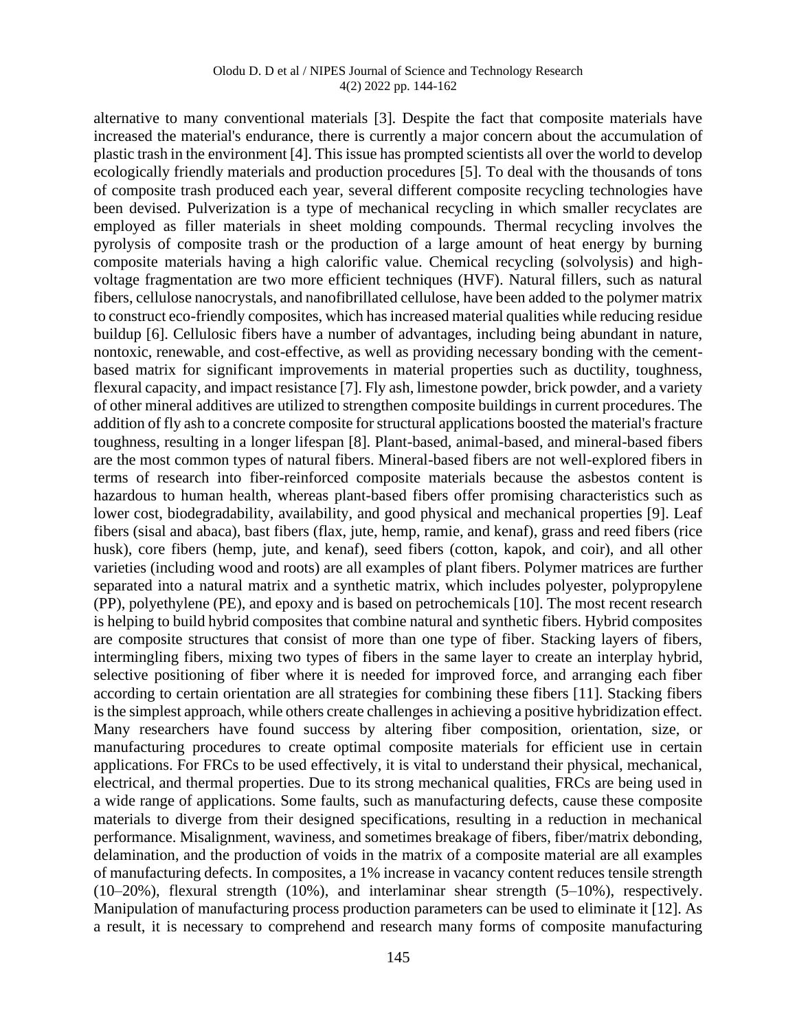alternative to many conventional materials [3]. Despite the fact that composite materials have increased the material's endurance, there is currently a major concern about the accumulation of plastic trash in the environment [4]. This issue has prompted scientists all over the world to develop ecologically friendly materials and production procedures [5]. To deal with the thousands of tons of composite trash produced each year, several different composite recycling technologies have been devised. Pulverization is a type of mechanical recycling in which smaller recyclates are employed as filler materials in sheet molding compounds. Thermal recycling involves the pyrolysis of composite trash or the production of a large amount of heat energy by burning composite materials having a high calorific value. Chemical recycling (solvolysis) and high-voltage fragmentation are two more efficient techniques (HVF). Natural fillers, such as natural fibers, cellulose nanocrystals, and nanofibrillated cellulose, have been added to the polymer matrix to construct eco-friendly composites, which has increased material qualities while reducing residue buildup [6]. Cellulosic fibers have a number of advantages, including being abundant in nature, nontoxic, renewable, and cost-effective, as well as providing necessary bonding with the cement-based matrix for significant improvements in material properties such as ductility, toughness, flexural capacity, and impact resistance [7]. Fly ash, limestone powder, brick powder, and a variety of other mineral additives are utilized to strengthen composite buildings in current procedures. The addition of fly ash to a concrete composite for structural applications boosted the material's fracture toughness, resulting in a longer lifespan [8]. Plant-based, animal-based, and mineral-based fibers are the most common types of natural fibers. Mineral-based fibers are not well-explored fibers in terms of research into fiber-reinforced composite materials because the asbestos content is hazardous to human health, whereas plant-based fibers offer promising characteristics such as lower cost, biodegradability, availability, and good physical and mechanical properties [9]. Leaf fibers (sisal and abaca), bast fibers (flax, jute, hemp, ramie, and kenaf), grass and reed fibers (rice husk), core fibers (hemp, jute, and kenaf), seed fibers (cotton, kapok, and coir), and all other varieties (including wood and roots) are all examples of plant fibers. Polymer matrices are further separated into a natural matrix and a synthetic matrix, which includes polyester, polypropylene (PP), polyethylene (PE), and epoxy and is based on petrochemicals [10]. The most recent research is helping to build hybrid composites that combine natural and synthetic fibers. Hybrid composites are composite structures that consist of more than one type of fiber. Stacking layers of fibers, intermingling fibers, mixing two types of fibers in the same layer to create an interplay hybrid, selective positioning of fiber where it is needed for improved force, and arranging each fiber according to certain orientation are all strategies for combining these fibers [11]. Stacking fibers is the simplest approach, while others create challenges in achieving a positive hybridization effect. Many researchers have found success by altering fiber composition, orientation, size, or manufacturing procedures to create optimal composite materials for efficient use in certain applications. For FRCs to be used effectively, it is vital to understand their physical, mechanical, electrical, and thermal properties. Due to its strong mechanical qualities, FRCs are being used in a wide range of applications. Some faults, such as manufacturing defects, cause these composite materials to diverge from their designed specifications, resulting in a reduction in mechanical performance. Misalignment, waviness, and sometimes breakage of fibers, fiber/matrix debonding, delamination, and the production of voids in the matrix of a composite material are all examples of manufacturing defects. In composites, a 1% increase in vacancy content reduces tensile strength (10–20%), flexural strength (10%), and interlaminar shear strength (5–10%), respectively. Manipulation of manufacturing process production parameters can be used to eliminate it [12]. As a result, it is necessary to comprehend and research many forms of composite manufacturing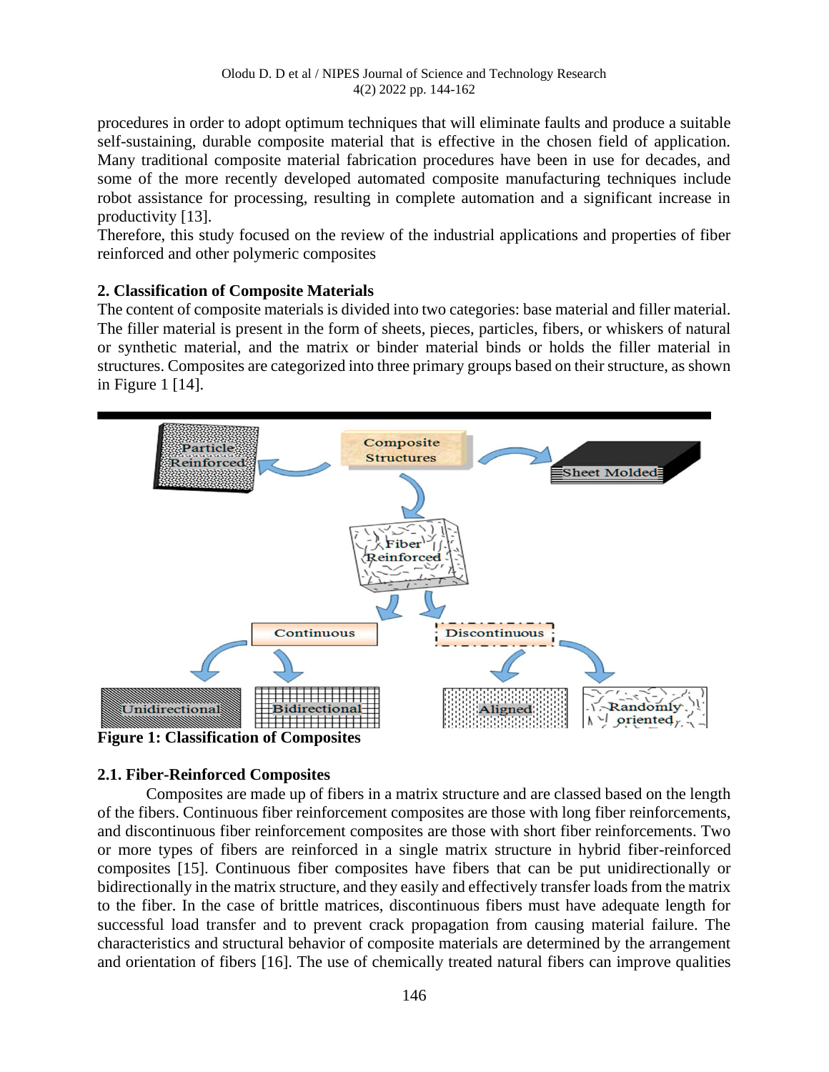procedures in order to adopt optimum techniques that will eliminate faults and produce a suitable self-sustaining, durable composite material that is effective in the chosen field of application. Many traditional composite material fabrication procedures have been in use for decades, and some of the more recently developed automated composite manufacturing techniques include robot assistance for processing, resulting in complete automation and a significant increase in productivity [13].

Therefore, this study focused on the review of the industrial applications and properties of fiber reinforced and other polymeric composites

## 2. Classification of Composite Materials

The content of composite materials is divided into two categories: base material and filler material. The filler material is present in the form of sheets, pieces, particles, fibers, or whiskers of natural or synthetic material, and the matrix or binder material binds or holds the filler material in structures. Composites are categorized into three primary groups based on their structure, as shown in Figure 1 [14].

**Figure 1: Classification of Composites**

### 2.1. Fiber-Reinforced Composites

Composites are made up of fibers in a matrix structure and are classed based on the length of the fibers. Continuous fiber reinforcement composites are those with long fiber reinforcements, and discontinuous fiber reinforcement composites are those with short fiber reinforcements. Two or more types of fibers are reinforced in a single matrix structure in hybrid fiber-reinforced composites [15]. Continuous fiber composites have fibers that can be put unidirectionally or bidirectionally in the matrix structure, and they easily and effectively transfer loads from the matrix to the fiber. In the case of brittle matrices, discontinuous fibers must have adequate length for successful load transfer and to prevent crack propagation from causing material failure. The characteristics and structural behavior of composite materials are determined by the arrangement and orientation of fibers [16]. The use of chemically treated natural fibers can improve qualities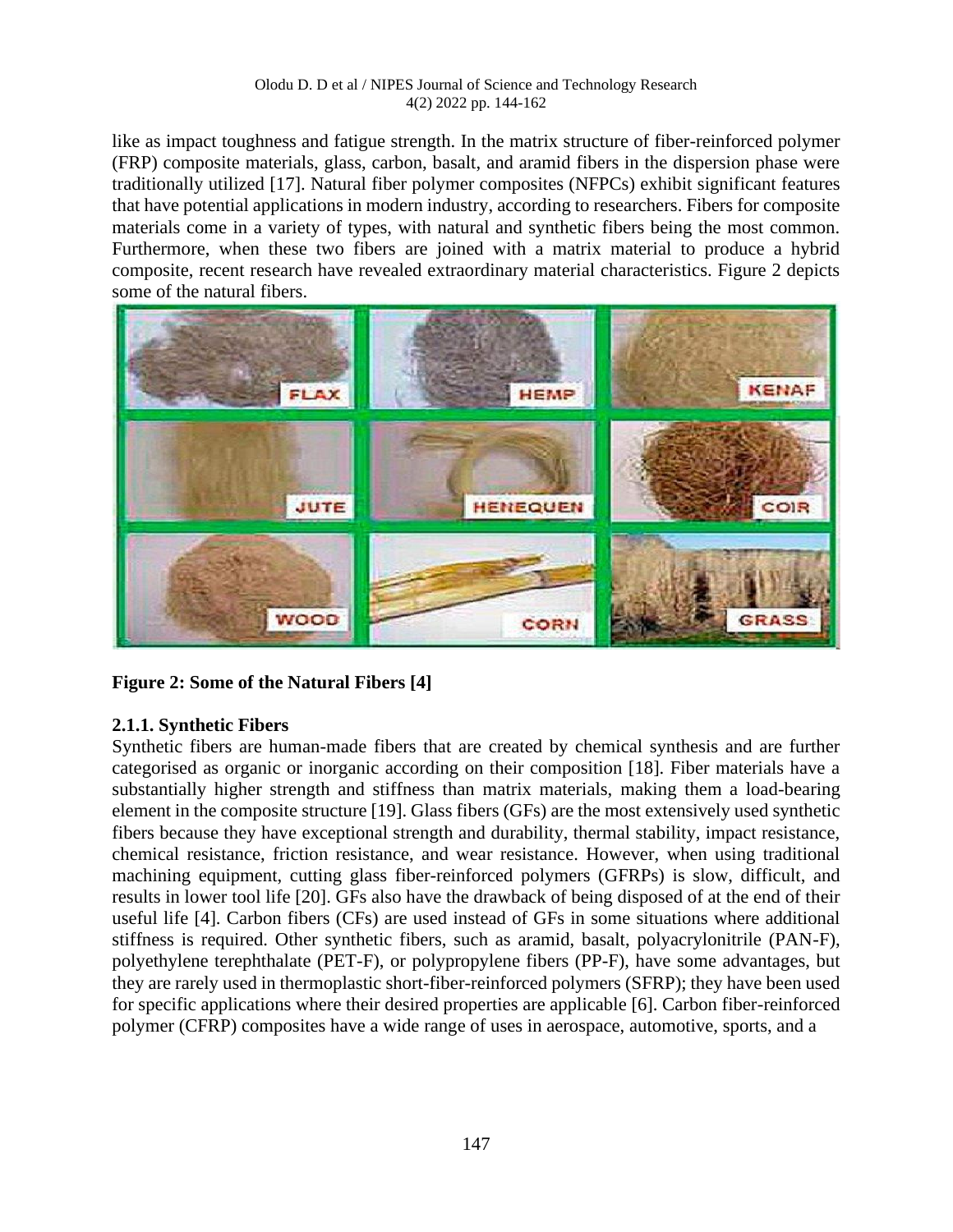like as impact toughness and fatigue strength. In the matrix structure of fiber-reinforced polymer (FRP) composite materials, glass, carbon, basalt, and aramid fibers in the dispersion phase were traditionally utilized [17]. Natural fiber polymer composites (NFPCs) exhibit significant features that have potential applications in modern industry, according to researchers. Fibers for composite materials come in a variety of types, with natural and synthetic fibers being the most common. Furthermore, when these two fibers are joined with a matrix material to produce a hybrid composite, recent research have revealed extraordinary material characteristics. Figure 2 depicts some of the natural fibers.

**Figure 2: Some of the Natural Fibers [4]**

### 2.1.1. Synthetic Fibers

Synthetic fibers are human-made fibers that are created by chemical synthesis and are further categorised as organic or inorganic according on their composition [18]. Fiber materials have a substantially higher strength and stiffness than matrix materials, making them a load-bearing element in the composite structure [19]. Glass fibers (GFs) are the most extensively used synthetic fibers because they have exceptional strength and durability, thermal stability, impact resistance, chemical resistance, friction resistance, and wear resistance. However, when using traditional machining equipment, cutting glass fiber-reinforced polymers (GFRPs) is slow, difficult, and results in lower tool life [20]. GFs also have the drawback of being disposed of at the end of their useful life [4]. Carbon fibers (CFs) are used instead of GFs in some situations where additional stiffness is required. Other synthetic fibers, such as aramid, basalt, polyacrylonitrile (PAN-F), polyethylene terephthalate (PET-F), or polypropylene fibers (PP-F), have some advantages, but they are rarely used in thermoplastic short-fiber-reinforced polymers (SFRP); they have been used for specific applications where their desired properties are applicable [6]. Carbon fiber-reinforced polymer (CFRP) composites have a wide range of uses in aerospace, automotive, sports, and a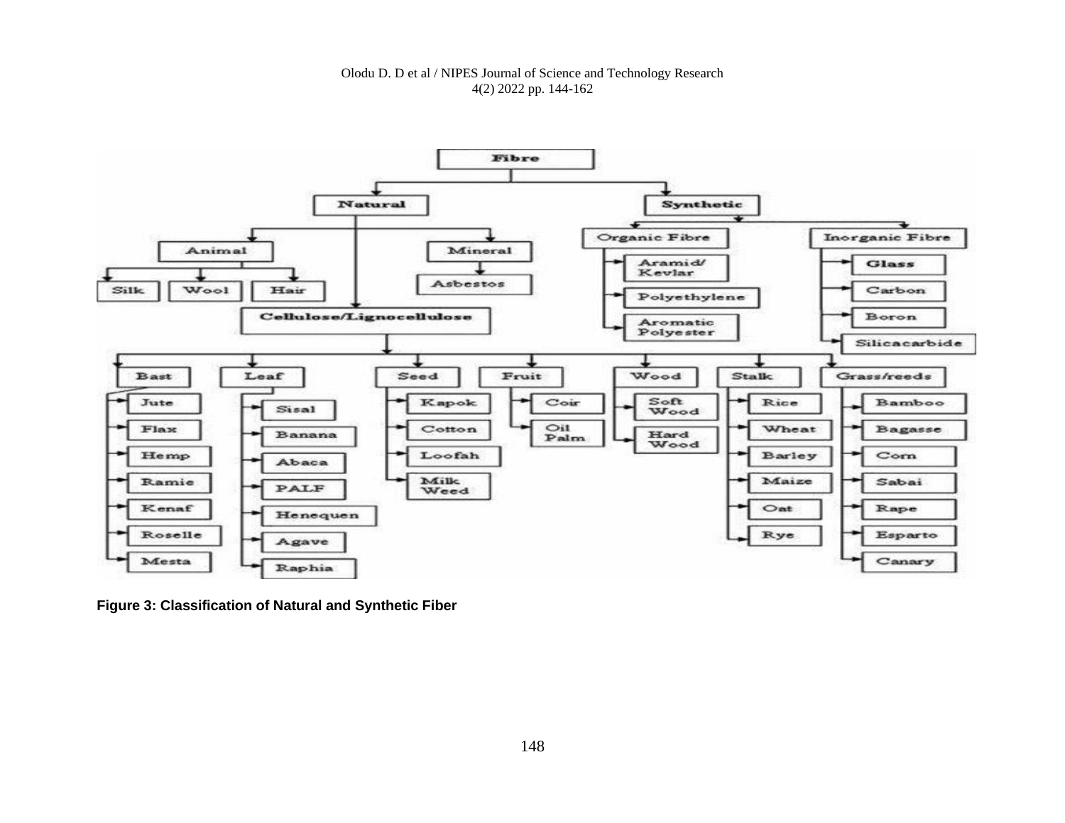- Fibre
  - Natural
    - Animal
      - Silk
      - Wool
      - Hair
    - Mineral
      - Asbestos
    - Cellulose/Lignocellulose
      - Bast
        - Jute
        - Flax
        - Hemp
        - Ramie
        - Kenaf
        - Roselle
        - Mesta
      - Leaf
        - Sisal
        - Banana
        - Abaca
        - PALF
        - Henequen
        - Agave
        - Raphia
      - Seed
        - Kapok
        - Cotton
        - Loofah
        - Milk Weed
      - Fruit
        - Coir
        - Oil Palm
      - Wood
        - Soft Wood
        - Hard Wood
      - Stalk
        - Rice
        - Wheat
        - Barley
        - Maize
        - Oat
        - Rye
      - Grass/reeds
        - Bamboo
        - Bagasse
        - Corn
        - Sabai
        - Rape
        - Esparto
        - Canary
  - Synthetic
    - Organic Fibre
      - Aramid/Kevlar
      - Polyethylene
      - Aromatic Polyester
    - Inorganic Fibre
      - Glass
      - Carbon
      - Boron
      - Silicacarbide

**Figure 3: Classification of Natural and Synthetic Fiber**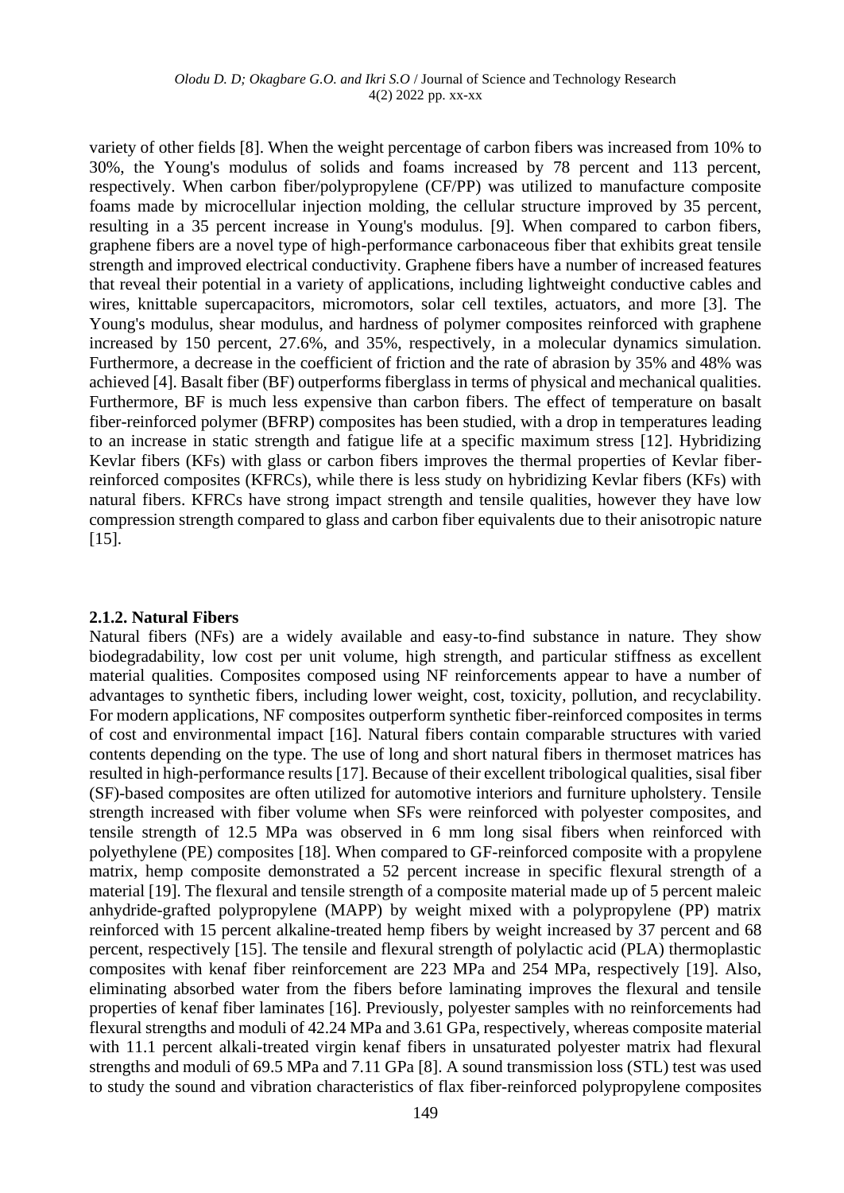variety of other fields [8]. When the weight percentage of carbon fibers was increased from 10% to 30%, the Young's modulus of solids and foams increased by 78 percent and 113 percent, respectively. When carbon fiber/polypropylene (CF/PP) was utilized to manufacture composite foams made by microcellular injection molding, the cellular structure improved by 35 percent, resulting in a 35 percent increase in Young's modulus. [9]. When compared to carbon fibers, graphene fibers are a novel type of high-performance carbonaceous fiber that exhibits great tensile strength and improved electrical conductivity. Graphene fibers have a number of increased features that reveal their potential in a variety of applications, including lightweight conductive cables and wires, knittable supercapacitors, micromotors, solar cell textiles, actuators, and more [3]. The Young's modulus, shear modulus, and hardness of polymer composites reinforced with graphene increased by 150 percent, 27.6%, and 35%, respectively, in a molecular dynamics simulation. Furthermore, a decrease in the coefficient of friction and the rate of abrasion by 35% and 48% was achieved [4]. Basalt fiber (BF) outperforms fiberglass in terms of physical and mechanical qualities. Furthermore, BF is much less expensive than carbon fibers. The effect of temperature on basalt fiber-reinforced polymer (BFRP) composites has been studied, with a drop in temperatures leading to an increase in static strength and fatigue life at a specific maximum stress [12]. Hybridizing Kevlar fibers (KFs) with glass or carbon fibers improves the thermal properties of Kevlar fiber-reinforced composites (KFRCs), while there is less study on hybridizing Kevlar fibers (KFs) with natural fibers. KFRCs have strong impact strength and tensile qualities, however they have low compression strength compared to glass and carbon fiber equivalents due to their anisotropic nature [15].

#### 2.1.2. Natural Fibers

Natural fibers (NFs) are a widely available and easy-to-find substance in nature. They show biodegradability, low cost per unit volume, high strength, and particular stiffness as excellent material qualities. Composites composed using NF reinforcements appear to have a number of advantages to synthetic fibers, including lower weight, cost, toxicity, pollution, and recyclability. For modern applications, NF composites outperform synthetic fiber-reinforced composites in terms of cost and environmental impact [16]. Natural fibers contain comparable structures with varied contents depending on the type. The use of long and short natural fibers in thermoset matrices has resulted in high-performance results [17]. Because of their excellent tribological qualities, sisal fiber (SF)-based composites are often utilized for automotive interiors and furniture upholstery. Tensile strength increased with fiber volume when SFs were reinforced with polyester composites, and tensile strength of 12.5 MPa was observed in 6 mm long sisal fibers when reinforced with polyethylene (PE) composites [18]. When compared to GF-reinforced composite with a propylene matrix, hemp composite demonstrated a 52 percent increase in specific flexural strength of a material [19]. The flexural and tensile strength of a composite material made up of 5 percent maleic anhydride-grafted polypropylene (MAPP) by weight mixed with a polypropylene (PP) matrix reinforced with 15 percent alkaline-treated hemp fibers by weight increased by 37 percent and 68 percent, respectively [15]. The tensile and flexural strength of polylactic acid (PLA) thermoplastic composites with kenaf fiber reinforcement are 223 MPa and 254 MPa, respectively [19]. Also, eliminating absorbed water from the fibers before laminating improves the flexural and tensile properties of kenaf fiber laminates [16]. Previously, polyester samples with no reinforcements had flexural strengths and moduli of 42.24 MPa and 3.61 GPa, respectively, whereas composite material with 11.1 percent alkali-treated virgin kenaf fibers in unsaturated polyester matrix had flexural strengths and moduli of 69.5 MPa and 7.11 GPa [8]. A sound transmission loss (STL) test was used to study the sound and vibration characteristics of flax fiber-reinforced polypropylene composites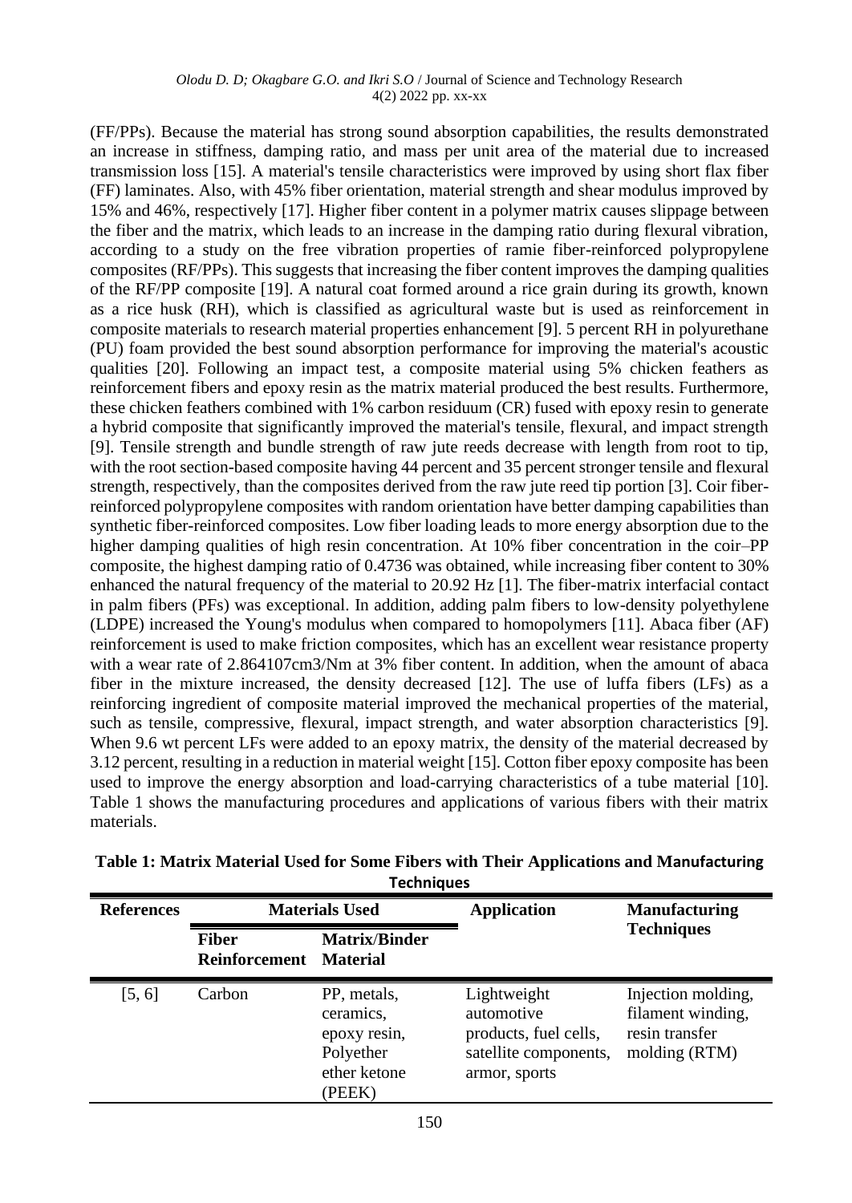(FF/PPs). Because the material has strong sound absorption capabilities, the results demonstrated an increase in stiffness, damping ratio, and mass per unit area of the material due to increased transmission loss [15]. A material's tensile characteristics were improved by using short flax fiber (FF) laminates. Also, with 45% fiber orientation, material strength and shear modulus improved by 15% and 46%, respectively [17]. Higher fiber content in a polymer matrix causes slippage between the fiber and the matrix, which leads to an increase in the damping ratio during flexural vibration, according to a study on the free vibration properties of ramie fiber-reinforced polypropylene composites (RF/PPs). This suggests that increasing the fiber content improves the damping qualities of the RF/PP composite [19]. A natural coat formed around a rice grain during its growth, known as a rice husk (RH), which is classified as agricultural waste but is used as reinforcement in composite materials to research material properties enhancement [9]. 5 percent RH in polyurethane (PU) foam provided the best sound absorption performance for improving the material's acoustic qualities [20]. Following an impact test, a composite material using 5% chicken feathers as reinforcement fibers and epoxy resin as the matrix material produced the best results. Furthermore, these chicken feathers combined with 1% carbon residuum (CR) fused with epoxy resin to generate a hybrid composite that significantly improved the material's tensile, flexural, and impact strength [9]. Tensile strength and bundle strength of raw jute reeds decrease with length from root to tip, with the root section-based composite having 44 percent and 35 percent stronger tensile and flexural strength, respectively, than the composites derived from the raw jute reed tip portion [3]. Coir fiber-reinforced polypropylene composites with random orientation have better damping capabilities than synthetic fiber-reinforced composites. Low fiber loading leads to more energy absorption due to the higher damping qualities of high resin concentration. At 10% fiber concentration in the coir–PP composite, the highest damping ratio of 0.4736 was obtained, while increasing fiber content to 30% enhanced the natural frequency of the material to 20.92 Hz [1]. The fiber-matrix interfacial contact in palm fibers (PFs) was exceptional. In addition, adding palm fibers to low-density polyethylene (LDPE) increased the Young's modulus when compared to homopolymers [11]. Abaca fiber (AF) reinforcement is used to make friction composites, which has an excellent wear resistance property with a wear rate of 2.864107cm3/Nm at 3% fiber content. In addition, when the amount of abaca fiber in the mixture increased, the density decreased [12]. The use of luffa fibers (LFs) as a reinforcing ingredient of composite material improved the mechanical properties of the material, such as tensile, compressive, flexural, impact strength, and water absorption characteristics [9]. When 9.6 wt percent LFs were added to an epoxy matrix, the density of the material decreased by 3.12 percent, resulting in a reduction in material weight [15]. Cotton fiber epoxy composite has been used to improve the energy absorption and load-carrying characteristics of a tube material [10]. Table 1 shows the manufacturing procedures and applications of various fibers with their matrix materials.

**Table 1: Matrix Material Used for Some Fibers with Their Applications and Manufacturing Techniques**

| References | Materials Used | | Application | Manufacturing Techniques |
|---|---|---|---|---|
| | Fiber Reinforcement | Matrix/Binder Material | | |
| [5, 6] | Carbon | PP, metals, ceramics, epoxy resin, Polyether ether ketone (PEEK) | Lightweight automotive products, fuel cells, satellite components, armor, sports | Injection molding, filament winding, resin transfer molding (RTM) |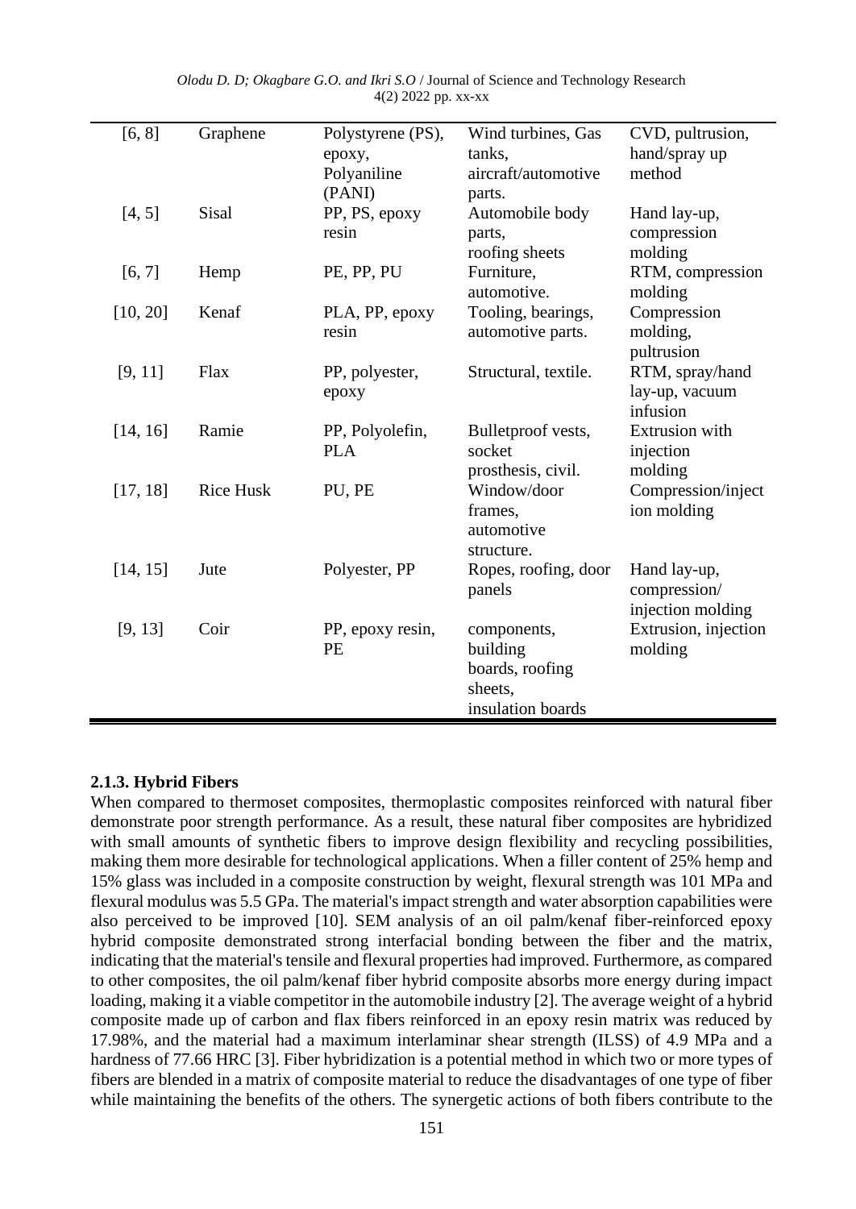| [6, 8] | Graphene | Polystyrene (PS), epoxy, Polyaniline (PANI) | Wind turbines, Gas tanks, aircraft/automotive parts. | CVD, pultrusion, hand/spray up method |
|---|---|---|---|---|
| [4, 5] | Sisal | PP, PS, epoxy resin | Automobile body parts, roofing sheets | Hand lay-up, compression molding |
| [6, 7] | Hemp | PE, PP, PU | Furniture, automotive. | RTM, compression molding |
| [10, 20] | Kenaf | PLA, PP, epoxy resin | Tooling, bearings, automotive parts. | Compression molding, pultrusion |
| [9, 11] | Flax | PP, polyester, epoxy | Structural, textile. | RTM, spray/hand lay-up, vacuum infusion |
| [14, 16] | Ramie | PP, Polyolefin, PLA | Bulletproof vests, socket prosthesis, civil. | Extrusion with injection molding |
| [17, 18] | Rice Husk | PU, PE | Window/door frames, automotive structure. | Compression/injection molding |
| [14, 15] | Jute | Polyester, PP | Ropes, roofing, door panels | Hand lay-up, compression/ injection molding |
| [9, 13] | Coir | PP, epoxy resin, PE | components, building boards, roofing sheets, insulation boards | Extrusion, injection molding |

#### 2.1.3. Hybrid Fibers

When compared to thermoset composites, thermoplastic composites reinforced with natural fiber demonstrate poor strength performance. As a result, these natural fiber composites are hybridized with small amounts of synthetic fibers to improve design flexibility and recycling possibilities, making them more desirable for technological applications. When a filler content of 25% hemp and 15% glass was included in a composite construction by weight, flexural strength was 101 MPa and flexural modulus was 5.5 GPa. The material's impact strength and water absorption capabilities were also perceived to be improved [10]. SEM analysis of an oil palm/kenaf fiber-reinforced epoxy hybrid composite demonstrated strong interfacial bonding between the fiber and the matrix, indicating that the material's tensile and flexural properties had improved. Furthermore, as compared to other composites, the oil palm/kenaf fiber hybrid composite absorbs more energy during impact loading, making it a viable competitor in the automobile industry [2]. The average weight of a hybrid composite made up of carbon and flax fibers reinforced in an epoxy resin matrix was reduced by 17.98%, and the material had a maximum interlaminar shear strength (ILSS) of 4.9 MPa and a hardness of 77.66 HRC [3]. Fiber hybridization is a potential method in which two or more types of fibers are blended in a matrix of composite material to reduce the disadvantages of one type of fiber while maintaining the benefits of the others. The synergetic actions of both fibers contribute to the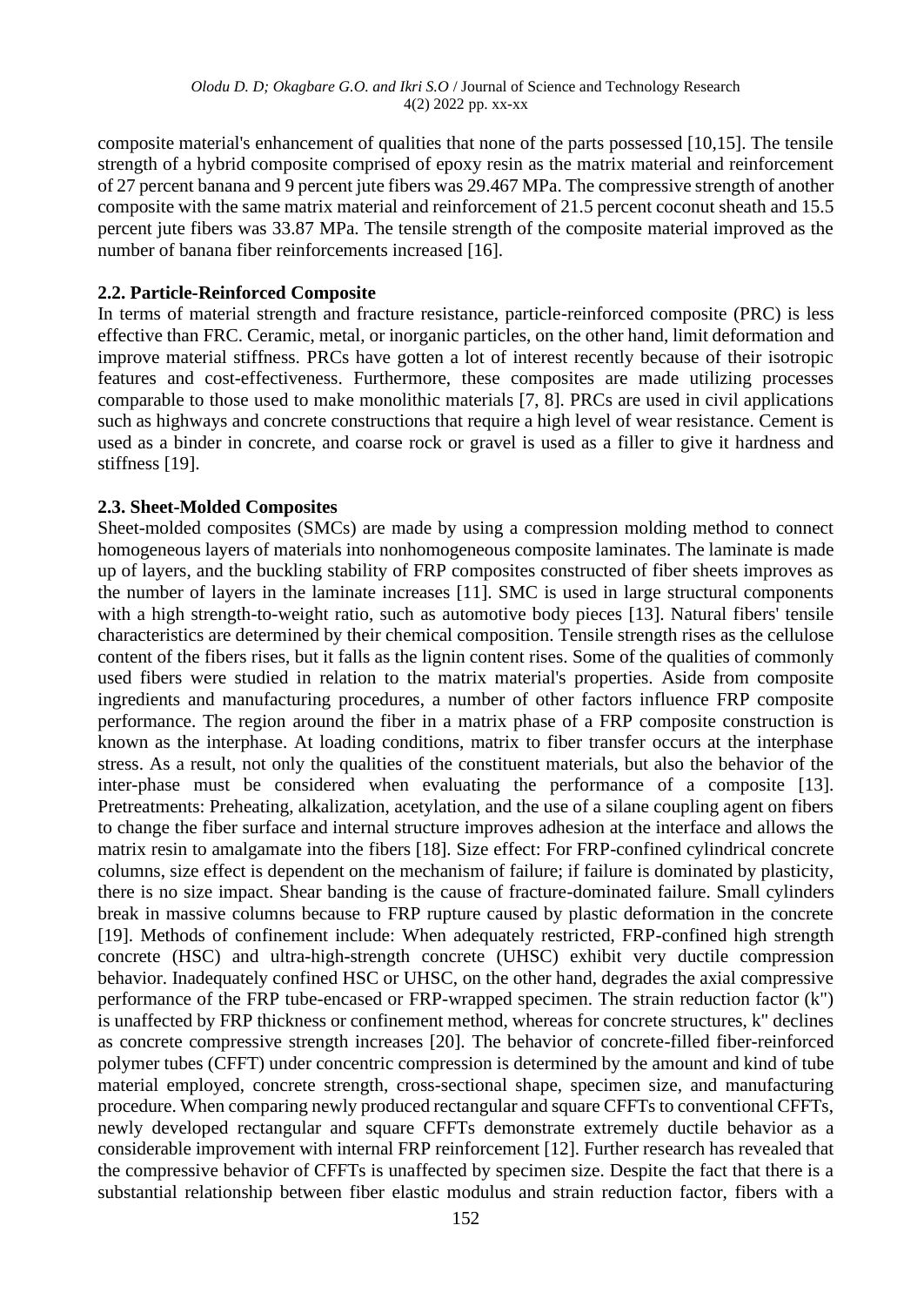composite material's enhancement of qualities that none of the parts possessed [10,15]. The tensile strength of a hybrid composite comprised of epoxy resin as the matrix material and reinforcement of 27 percent banana and 9 percent jute fibers was 29.467 MPa. The compressive strength of another composite with the same matrix material and reinforcement of 21.5 percent coconut sheath and 15.5 percent jute fibers was 33.87 MPa. The tensile strength of the composite material improved as the number of banana fiber reinforcements increased [16].

### 2.2. Particle-Reinforced Composite

In terms of material strength and fracture resistance, particle-reinforced composite (PRC) is less effective than FRC. Ceramic, metal, or inorganic particles, on the other hand, limit deformation and improve material stiffness. PRCs have gotten a lot of interest recently because of their isotropic features and cost-effectiveness. Furthermore, these composites are made utilizing processes comparable to those used to make monolithic materials [7, 8]. PRCs are used in civil applications such as highways and concrete constructions that require a high level of wear resistance. Cement is used as a binder in concrete, and coarse rock or gravel is used as a filler to give it hardness and stiffness [19].

### 2.3. Sheet-Molded Composites

Sheet-molded composites (SMCs) are made by using a compression molding method to connect homogeneous layers of materials into nonhomogeneous composite laminates. The laminate is made up of layers, and the buckling stability of FRP composites constructed of fiber sheets improves as the number of layers in the laminate increases [11]. SMC is used in large structural components with a high strength-to-weight ratio, such as automotive body pieces [13]. Natural fibers' tensile characteristics are determined by their chemical composition. Tensile strength rises as the cellulose content of the fibers rises, but it falls as the lignin content rises. Some of the qualities of commonly used fibers were studied in relation to the matrix material's properties. Aside from composite ingredients and manufacturing procedures, a number of other factors influence FRP composite performance. The region around the fiber in a matrix phase of a FRP composite construction is known as the interphase. At loading conditions, matrix to fiber transfer occurs at the interphase stress. As a result, not only the qualities of the constituent materials, but also the behavior of the inter-phase must be considered when evaluating the performance of a composite [13]. Pretreatments: Preheating, alkalization, acetylation, and the use of a silane coupling agent on fibers to change the fiber surface and internal structure improves adhesion at the interface and allows the matrix resin to amalgamate into the fibers [18]. Size effect: For FRP-confined cylindrical concrete columns, size effect is dependent on the mechanism of failure; if failure is dominated by plasticity, there is no size impact. Shear banding is the cause of fracture-dominated failure. Small cylinders break in massive columns because to FRP rupture caused by plastic deformation in the concrete [19]. Methods of confinement include: When adequately restricted, FRP-confined high strength concrete (HSC) and ultra-high-strength concrete (UHSC) exhibit very ductile compression behavior. Inadequately confined HSC or UHSC, on the other hand, degrades the axial compressive performance of the FRP tube-encased or FRP-wrapped specimen. The strain reduction factor (k") is unaffected by FRP thickness or confinement method, whereas for concrete structures, k" declines as concrete compressive strength increases [20]. The behavior of concrete-filled fiber-reinforced polymer tubes (CFFT) under concentric compression is determined by the amount and kind of tube material employed, concrete strength, cross-sectional shape, specimen size, and manufacturing procedure. When comparing newly produced rectangular and square CFFTs to conventional CFFTs, newly developed rectangular and square CFFTs demonstrate extremely ductile behavior as a considerable improvement with internal FRP reinforcement [12]. Further research has revealed that the compressive behavior of CFFTs is unaffected by specimen size. Despite the fact that there is a substantial relationship between fiber elastic modulus and strain reduction factor, fibers with a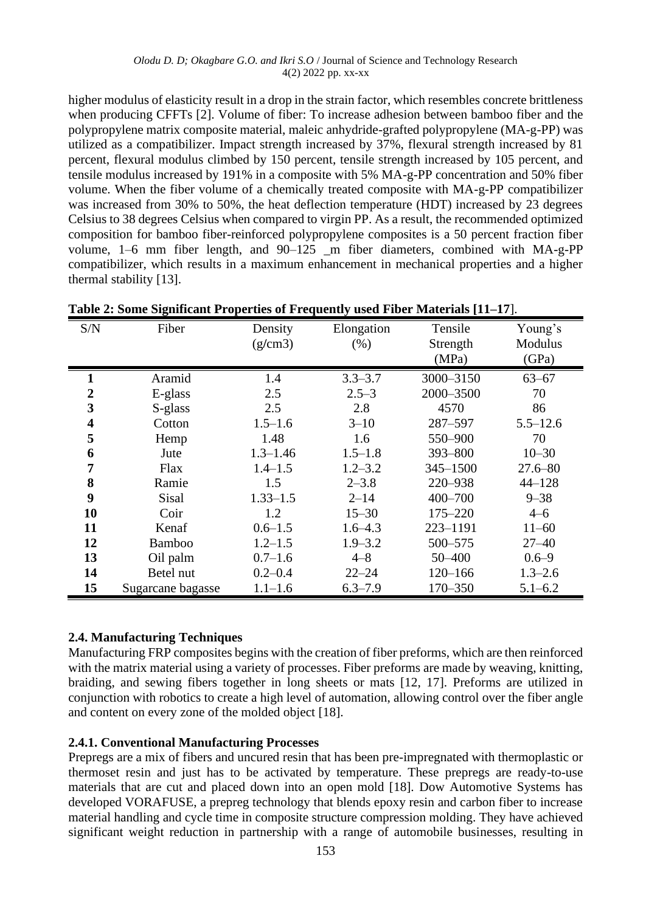higher modulus of elasticity result in a drop in the strain factor, which resembles concrete brittleness when producing CFFTs [2]. Volume of fiber: To increase adhesion between bamboo fiber and the polypropylene matrix composite material, maleic anhydride-grafted polypropylene (MA-g-PP) was utilized as a compatibilizer. Impact strength increased by 37%, flexural strength increased by 81 percent, flexural modulus climbed by 150 percent, tensile strength increased by 105 percent, and tensile modulus increased by 191% in a composite with 5% MA-g-PP concentration and 50% fiber volume. When the fiber volume of a chemically treated composite with MA-g-PP compatibilizer was increased from 30% to 50%, the heat deflection temperature (HDT) increased by 23 degrees Celsius to 38 degrees Celsius when compared to virgin PP. As a result, the recommended optimized composition for bamboo fiber-reinforced polypropylene composites is a 50 percent fraction fiber volume, 1–6 mm fiber length, and 90–125 _m fiber diameters, combined with MA-g-PP compatibilizer, which results in a maximum enhancement in mechanical properties and a higher thermal stability [13].

**Table 2: Some Significant Properties of Frequently used Fiber Materials [11–17]**.

| S/N | Fiber | Density (g/cm3) | Elongation (%) | Tensile Strength (MPa) | Young's Modulus (GPa) |
|---|---|---|---|---|---|
| **1** | Aramid | 1.4 | 3.3–3.7 | 3000–3150 | 63–67 |
| **2** | E-glass | 2.5 | 2.5–3 | 2000–3500 | 70 |
| **3** | S-glass | 2.5 | 2.8 | 4570 | 86 |
| **4** | Cotton | 1.5–1.6 | 3–10 | 287–597 | 5.5–12.6 |
| **5** | Hemp | 1.48 | 1.6 | 550–900 | 70 |
| **6** | Jute | 1.3–1.46 | 1.5–1.8 | 393–800 | 10–30 |
| **7** | Flax | 1.4–1.5 | 1.2–3.2 | 345–1500 | 27.6–80 |
| **8** | Ramie | 1.5 | 2–3.8 | 220–938 | 44–128 |
| **9** | Sisal | 1.33–1.5 | 2–14 | 400–700 | 9–38 |
| **10** | Coir | 1.2 | 15–30 | 175–220 | 4–6 |
| **11** | Kenaf | 0.6–1.5 | 1.6–4.3 | 223–1191 | 11–60 |
| **12** | Bamboo | 1.2–1.5 | 1.9–3.2 | 500–575 | 27–40 |
| **13** | Oil palm | 0.7–1.6 | 4–8 | 50–400 | 0.6–9 |
| **14** | Betel nut | 0.2–0.4 | 22–24 | 120–166 | 1.3–2.6 |
| **15** | Sugarcane bagasse | 1.1–1.6 | 6.3–7.9 | 170–350 | 5.1–6.2 |

### 2.4. Manufacturing Techniques

Manufacturing FRP composites begins with the creation of fiber preforms, which are then reinforced with the matrix material using a variety of processes. Fiber preforms are made by weaving, knitting, braiding, and sewing fibers together in long sheets or mats [12, 17]. Preforms are utilized in conjunction with robotics to create a high level of automation, allowing control over the fiber angle and content on every zone of the molded object [18].

#### 2.4.1. Conventional Manufacturing Processes

Prepregs are a mix of fibers and uncured resin that has been pre-impregnated with thermoplastic or thermoset resin and just has to be activated by temperature. These prepregs are ready-to-use materials that are cut and placed down into an open mold [18]. Dow Automotive Systems has developed VORAFUSE, a prepreg technology that blends epoxy resin and carbon fiber to increase material handling and cycle time in composite structure compression molding. They have achieved significant weight reduction in partnership with a range of automobile businesses, resulting in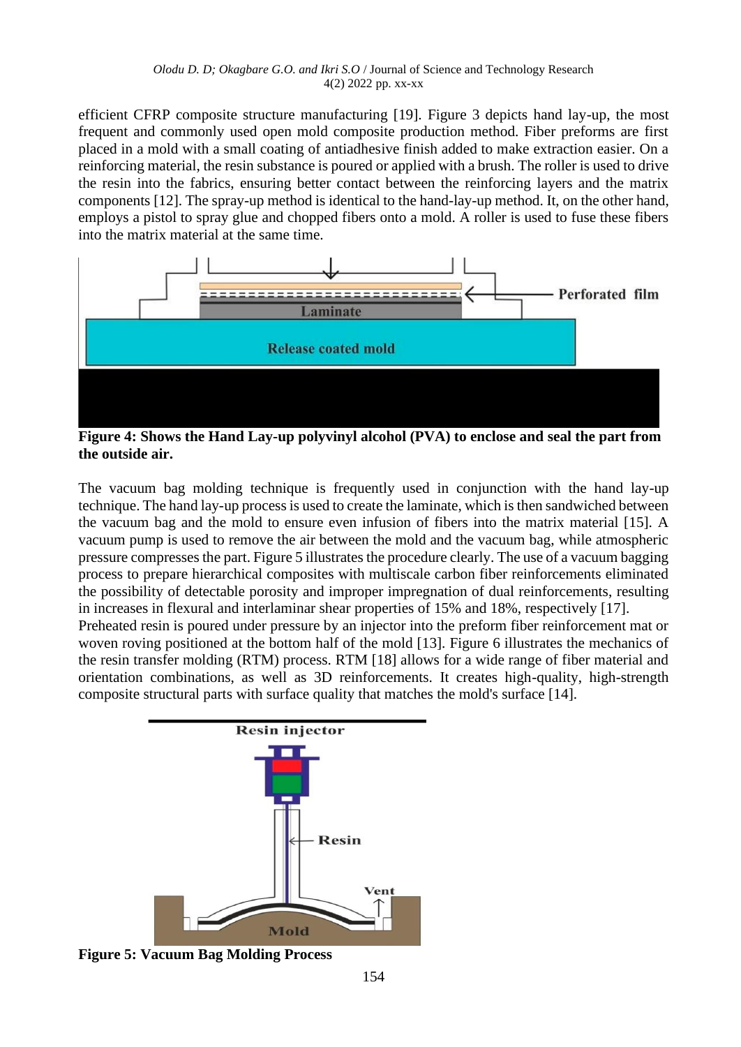efficient CFRP composite structure manufacturing [19]. Figure 3 depicts hand lay-up, the most frequent and commonly used open mold composite production method. Fiber preforms are first placed in a mold with a small coating of antiadhesive finish added to make extraction easier. On a reinforcing material, the resin substance is poured or applied with a brush. The roller is used to drive the resin into the fabrics, ensuring better contact between the reinforcing layers and the matrix components [12]. The spray-up method is identical to the hand-lay-up method. It, on the other hand, employs a pistol to spray glue and chopped fibers onto a mold. A roller is used to fuse these fibers into the matrix material at the same time.

**Figure 4: Shows the Hand Lay-up polyvinyl alcohol (PVA) to enclose and seal the part from the outside air.**

The vacuum bag molding technique is frequently used in conjunction with the hand lay-up technique. The hand lay-up process is used to create the laminate, which is then sandwiched between the vacuum bag and the mold to ensure even infusion of fibers into the matrix material [15]. A vacuum pump is used to remove the air between the mold and the vacuum bag, while atmospheric pressure compresses the part. Figure 5 illustrates the procedure clearly. The use of a vacuum bagging process to prepare hierarchical composites with multiscale carbon fiber reinforcements eliminated the possibility of detectable porosity and improper impregnation of dual reinforcements, resulting in increases in flexural and interlaminar shear properties of 15% and 18%, respectively [17].

Preheated resin is poured under pressure by an injector into the preform fiber reinforcement mat or woven roving positioned at the bottom half of the mold [13]. Figure 6 illustrates the mechanics of the resin transfer molding (RTM) process. RTM [18] allows for a wide range of fiber material and orientation combinations, as well as 3D reinforcements. It creates high-quality, high-strength composite structural parts with surface quality that matches the mold's surface [14].

**Figure 5: Vacuum Bag Molding Process**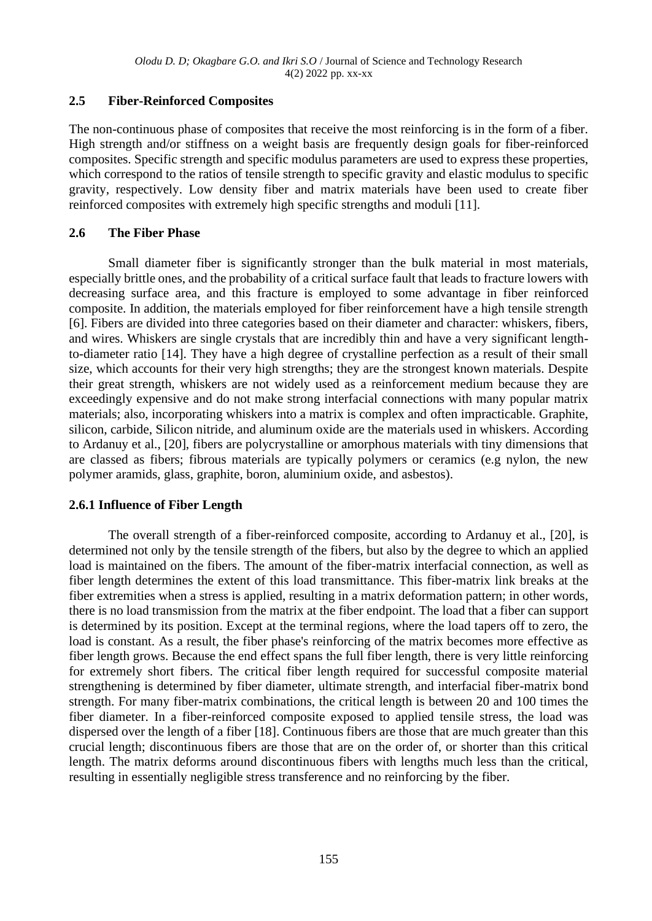## 2.5 Fiber-Reinforced Composites

The non-continuous phase of composites that receive the most reinforcing is in the form of a fiber. High strength and/or stiffness on a weight basis are frequently design goals for fiber-reinforced composites. Specific strength and specific modulus parameters are used to express these properties, which correspond to the ratios of tensile strength to specific gravity and elastic modulus to specific gravity, respectively. Low density fiber and matrix materials have been used to create fiber reinforced composites with extremely high specific strengths and moduli [11].

## 2.6 The Fiber Phase

Small diameter fiber is significantly stronger than the bulk material in most materials, especially brittle ones, and the probability of a critical surface fault that leads to fracture lowers with decreasing surface area, and this fracture is employed to some advantage in fiber reinforced composite. In addition, the materials employed for fiber reinforcement have a high tensile strength [6]. Fibers are divided into three categories based on their diameter and character: whiskers, fibers, and wires. Whiskers are single crystals that are incredibly thin and have a very significant length-to-diameter ratio [14]. They have a high degree of crystalline perfection as a result of their small size, which accounts for their very high strengths; they are the strongest known materials. Despite their great strength, whiskers are not widely used as a reinforcement medium because they are exceedingly expensive and do not make strong interfacial connections with many popular matrix materials; also, incorporating whiskers into a matrix is complex and often impracticable. Graphite, silicon, carbide, Silicon nitride, and aluminum oxide are the materials used in whiskers. According to Ardanuy et al., [20], fibers are polycrystalline or amorphous materials with tiny dimensions that are classed as fibers; fibrous materials are typically polymers or ceramics (e.g nylon, the new polymer aramids, glass, graphite, boron, aluminium oxide, and asbestos).

### 2.6.1 Influence of Fiber Length

The overall strength of a fiber-reinforced composite, according to Ardanuy et al., [20], is determined not only by the tensile strength of the fibers, but also by the degree to which an applied load is maintained on the fibers. The amount of the fiber-matrix interfacial connection, as well as fiber length determines the extent of this load transmittance. This fiber-matrix link breaks at the fiber extremities when a stress is applied, resulting in a matrix deformation pattern; in other words, there is no load transmission from the matrix at the fiber endpoint. The load that a fiber can support is determined by its position. Except at the terminal regions, where the load tapers off to zero, the load is constant. As a result, the fiber phase's reinforcing of the matrix becomes more effective as fiber length grows. Because the end effect spans the full fiber length, there is very little reinforcing for extremely short fibers. The critical fiber length required for successful composite material strengthening is determined by fiber diameter, ultimate strength, and interfacial fiber-matrix bond strength. For many fiber-matrix combinations, the critical length is between 20 and 100 times the fiber diameter. In a fiber-reinforced composite exposed to applied tensile stress, the load was dispersed over the length of a fiber [18]. Continuous fibers are those that are much greater than this crucial length; discontinuous fibers are those that are on the order of, or shorter than this critical length. The matrix deforms around discontinuous fibers with lengths much less than the critical, resulting in essentially negligible stress transference and no reinforcing by the fiber.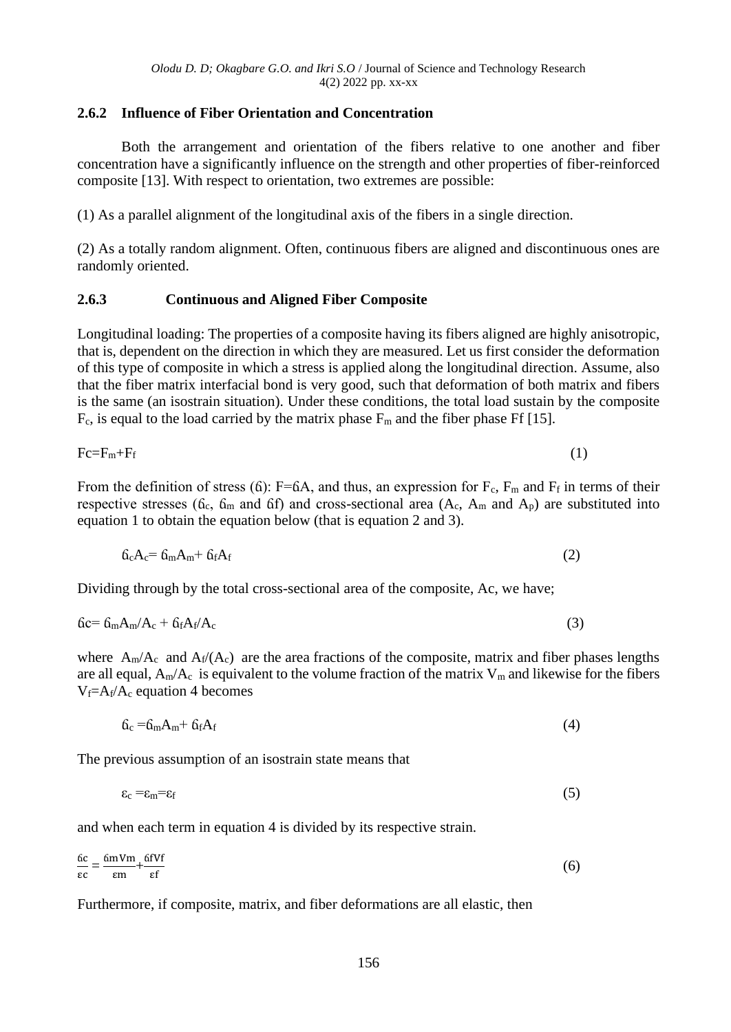### 2.6.2 Influence of Fiber Orientation and Concentration

Both the arrangement and orientation of the fibers relative to one another and fiber concentration have a significantly influence on the strength and other properties of fiber-reinforced composite [13]. With respect to orientation, two extremes are possible:

(1) As a parallel alignment of the longitudinal axis of the fibers in a single direction.

(2) As a totally random alignment. Often, continuous fibers are aligned and discontinuous ones are randomly oriented.

### 2.6.3 Continuous and Aligned Fiber Composite

Longitudinal loading: The properties of a composite having its fibers aligned are highly anisotropic, that is, dependent on the direction in which they are measured. Let us first consider the deformation of this type of composite in which a stress is applied along the longitudinal direction. Assume, also that the fiber matrix interfacial bond is very good, such that deformation of both matrix and fibers is the same (an isostrain situation). Under these conditions, the total load sustain by the composite $F_c$, is equal to the load carried by the matrix phase $F_m$ and the fiber phase Ff [15].

$$Fc=F_m+F_f \tag{1}$$

From the definition of stress (б): F=бA, and thus, an expression for $F_c$, $F_m$ and $F_f$ in terms of their respective stresses ($б_c$, $б_m$ and бf) and cross-sectional area ($A_c$, $A_m$ and $A_p$) are substituted into equation 1 to obtain the equation below (that is equation 2 and 3).

$$б_cA_c= б_mA_m+ б_fA_f \tag{2}$$

Dividing through by the total cross-sectional area of the composite, Ac, we have;

$$бc= б_mA_m/A_c + б_fA_f/A_c \tag{3}$$

where $A_m/A_c$ and $A_f/(A_c)$ are the area fractions of the composite, matrix and fiber phases lengths are all equal, $A_m/A_c$ is equivalent to the volume fraction of the matrix $V_m$ and likewise for the fibers $V_f=A_f/A_c$ equation 4 becomes

$$б_c =б_mA_m+ б_fA_f \tag{4}$$

The previous assumption of an isostrain state means that

$$\varepsilon_c =\varepsilon_m=\varepsilon_f \tag{5}$$

and when each term in equation 4 is divided by its respective strain.

$$\frac{бc}{\varepsilon c} = \frac{бmVm}{\varepsilon m}+\frac{бfVf}{\varepsilon f} \tag{6}$$

Furthermore, if composite, matrix, and fiber deformations are all elastic, then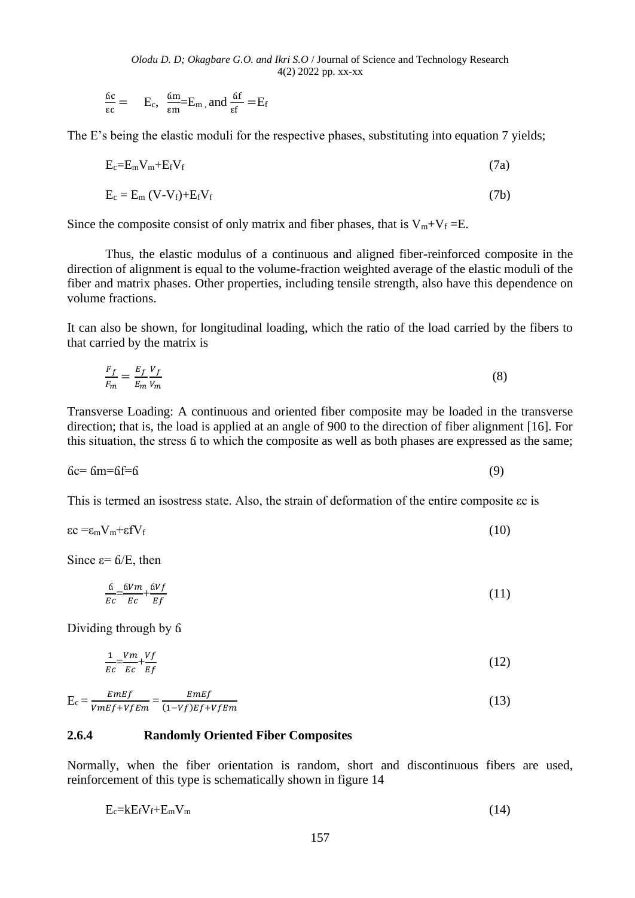$$\frac{\sigma c}{\varepsilon c} = E_c, \quad \frac{\sigma m}{\varepsilon m} = E_m, \text{ and } \frac{\sigma f}{\varepsilon f} = E_f$$

The E's being the elastic moduli for the respective phases, substituting into equation 7 yields;

$$E_c = E_m V_m + E_f V_f \tag{7a}$$

$$E_c = E_m (V - V_f) + E_f V_f \tag{7b}$$

Since the composite consist of only matrix and fiber phases, that is $V_m + V_f = E$.

Thus, the elastic modulus of a continuous and aligned fiber-reinforced composite in the direction of alignment is equal to the volume-fraction weighted average of the elastic moduli of the fiber and matrix phases. Other properties, including tensile strength, also have this dependence on volume fractions.

It can also be shown, for longitudinal loading, which the ratio of the load carried by the fibers to that carried by the matrix is

$$\frac{F_f}{F_m} = \frac{E_f}{E_m}\frac{V_f}{V_m} \tag{8}$$

Transverse Loading: A continuous and oriented fiber composite may be loaded in the transverse direction; that is, the load is applied at an angle of 900 to the direction of fiber alignment [16]. For this situation, the stress $\sigma$ to which the composite as well as both phases are expressed as the same;

$$\sigma c = \sigma m = \sigma f = \sigma \tag{9}$$

This is termed an isostress state. Also, the strain of deformation of the entire composite $\varepsilon c$ is

$$\varepsilon c = \varepsilon_m V_m + \varepsilon f V_f \tag{10}$$

Since $\varepsilon = \sigma/E$, then

$$\frac{\sigma}{Ec} = \frac{\sigma Vm}{Ec} + \frac{\sigma Vf}{Ef} \tag{11}$$

Dividing through by $\sigma$

$$\frac{1}{Ec} = \frac{Vm}{Ec} + \frac{Vf}{Ef} \tag{12}$$

$$E_c = \frac{EmEf}{VmEf + VfEm} = \frac{EmEf}{(1 - Vf)Ef + VfEm} \tag{13}$$

### 2.6.4 Randomly Oriented Fiber Composites

Normally, when the fiber orientation is random, short and discontinuous fibers are used, reinforcement of this type is schematically shown in figure 14

$$E_c = kE_f V_f + E_m V_m \tag{14}$$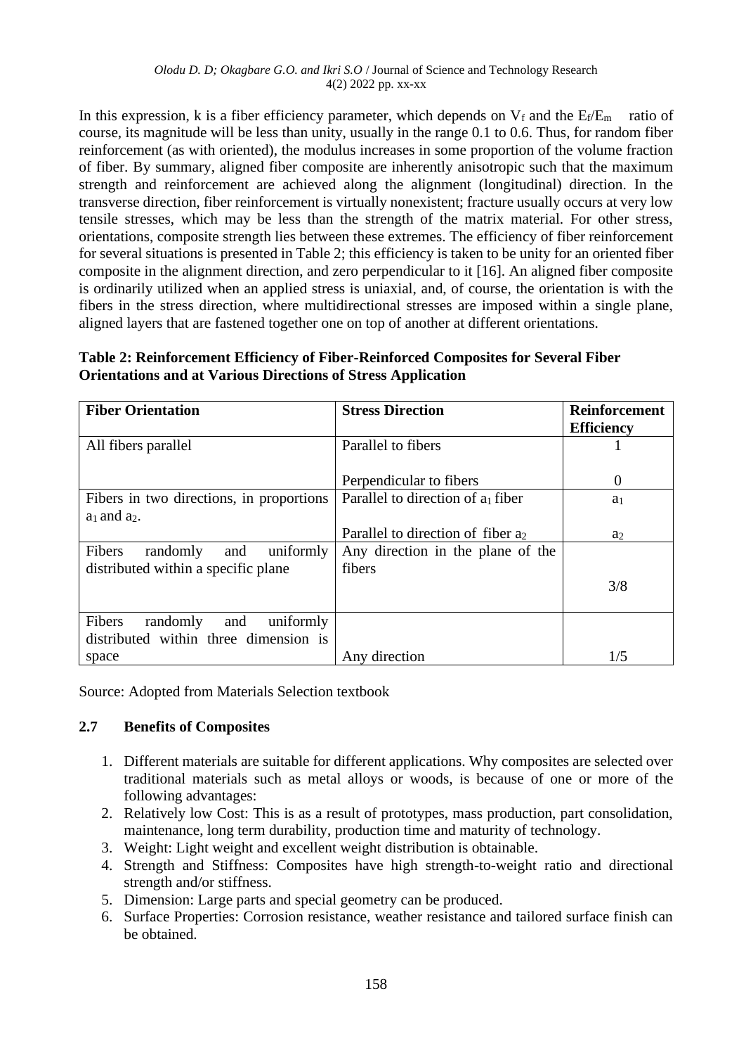In this expression, k is a fiber efficiency parameter, which depends on $V_f$ and the $E_f/E_m$ ratio of course, its magnitude will be less than unity, usually in the range 0.1 to 0.6. Thus, for random fiber reinforcement (as with oriented), the modulus increases in some proportion of the volume fraction of fiber. By summary, aligned fiber composite are inherently anisotropic such that the maximum strength and reinforcement are achieved along the alignment (longitudinal) direction. In the transverse direction, fiber reinforcement is virtually nonexistent; fracture usually occurs at very low tensile stresses, which may be less than the strength of the matrix material. For other stress, orientations, composite strength lies between these extremes. The efficiency of fiber reinforcement for several situations is presented in Table 2; this efficiency is taken to be unity for an oriented fiber composite in the alignment direction, and zero perpendicular to it [16]. An aligned fiber composite is ordinarily utilized when an applied stress is uniaxial, and, of course, the orientation is with the fibers in the stress direction, where multidirectional stresses are imposed within a single plane, aligned layers that are fastened together one on top of another at different orientations.

**Table 2: Reinforcement Efficiency of Fiber-Reinforced Composites for Several Fiber Orientations and at Various Directions of Stress Application**

| Fiber Orientation | Stress Direction | Reinforcement Efficiency |
|---|---|---|
| All fibers parallel | Parallel to fibers | 1 |
| | Perpendicular to fibers | 0 |
| Fibers in two directions, in proportions $a_1$ and $a_2$. | Parallel to direction of $a_1$ fiber | $a_1$ |
| | Parallel to direction of fiber $a_2$ | $a_2$ |
| Fibers randomly and uniformly distributed within a specific plane | Any direction in the plane of the fibers | 3/8 |
| Fibers randomly and uniformly distributed within three dimension is space | Any direction | 1/5 |

Source: Adopted from Materials Selection textbook

## 2.7 Benefits of Composites

1. Different materials are suitable for different applications. Why composites are selected over traditional materials such as metal alloys or woods, is because of one or more of the following advantages:
2. Relatively low Cost: This is as a result of prototypes, mass production, part consolidation, maintenance, long term durability, production time and maturity of technology.
3. Weight: Light weight and excellent weight distribution is obtainable.
4. Strength and Stiffness: Composites have high strength-to-weight ratio and directional strength and/or stiffness.
5. Dimension: Large parts and special geometry can be produced.
6. Surface Properties: Corrosion resistance, weather resistance and tailored surface finish can be obtained.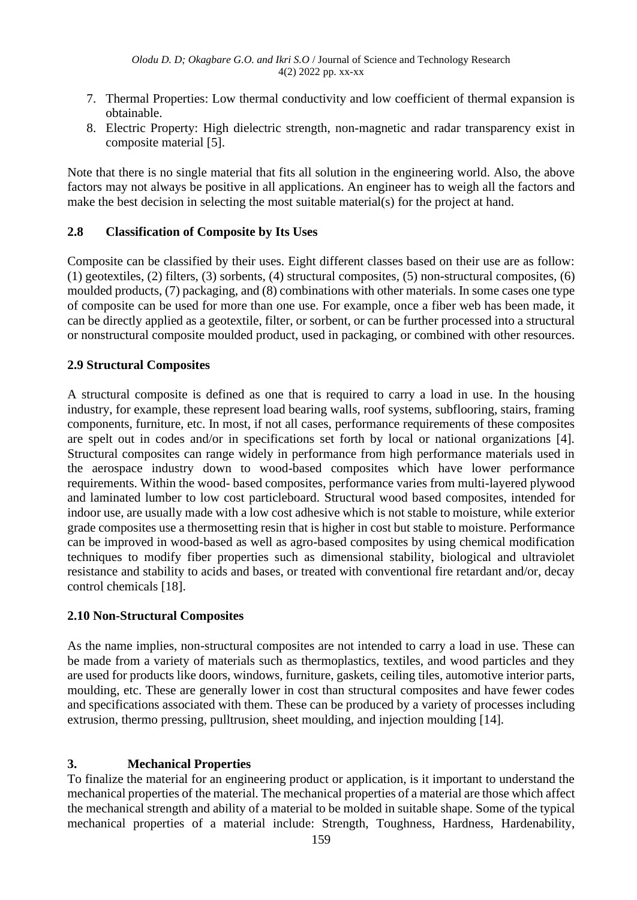7. Thermal Properties: Low thermal conductivity and low coefficient of thermal expansion is obtainable.
8. Electric Property: High dielectric strength, non-magnetic and radar transparency exist in composite material [5].

Note that there is no single material that fits all solution in the engineering world. Also, the above factors may not always be positive in all applications. An engineer has to weigh all the factors and make the best decision in selecting the most suitable material(s) for the project at hand.

### 2.8 Classification of Composite by Its Uses

Composite can be classified by their uses. Eight different classes based on their use are as follow: (1) geotextiles, (2) filters, (3) sorbents, (4) structural composites, (5) non-structural composites, (6) moulded products, (7) packaging, and (8) combinations with other materials. In some cases one type of composite can be used for more than one use. For example, once a fiber web has been made, it can be directly applied as a geotextile, filter, or sorbent, or can be further processed into a structural or nonstructural composite moulded product, used in packaging, or combined with other resources.

### 2.9 Structural Composites

A structural composite is defined as one that is required to carry a load in use. In the housing industry, for example, these represent load bearing walls, roof systems, subflooring, stairs, framing components, furniture, etc. In most, if not all cases, performance requirements of these composites are spelt out in codes and/or in specifications set forth by local or national organizations [4]. Structural composites can range widely in performance from high performance materials used in the aerospace industry down to wood-based composites which have lower performance requirements. Within the wood- based composites, performance varies from multi-layered plywood and laminated lumber to low cost particleboard. Structural wood based composites, intended for indoor use, are usually made with a low cost adhesive which is not stable to moisture, while exterior grade composites use a thermosetting resin that is higher in cost but stable to moisture. Performance can be improved in wood-based as well as agro-based composites by using chemical modification techniques to modify fiber properties such as dimensional stability, biological and ultraviolet resistance and stability to acids and bases, or treated with conventional fire retardant and/or, decay control chemicals [18].

### 2.10 Non-Structural Composites

As the name implies, non-structural composites are not intended to carry a load in use. These can be made from a variety of materials such as thermoplastics, textiles, and wood particles and they are used for products like doors, windows, furniture, gaskets, ceiling tiles, automotive interior parts, moulding, etc. These are generally lower in cost than structural composites and have fewer codes and specifications associated with them. These can be produced by a variety of processes including extrusion, thermo pressing, pulltrusion, sheet moulding, and injection moulding [14].

## 3. Mechanical Properties

To finalize the material for an engineering product or application, is it important to understand the mechanical properties of the material. The mechanical properties of a material are those which affect the mechanical strength and ability of a material to be molded in suitable shape. Some of the typical mechanical properties of a material include: Strength, Toughness, Hardness, Hardenability,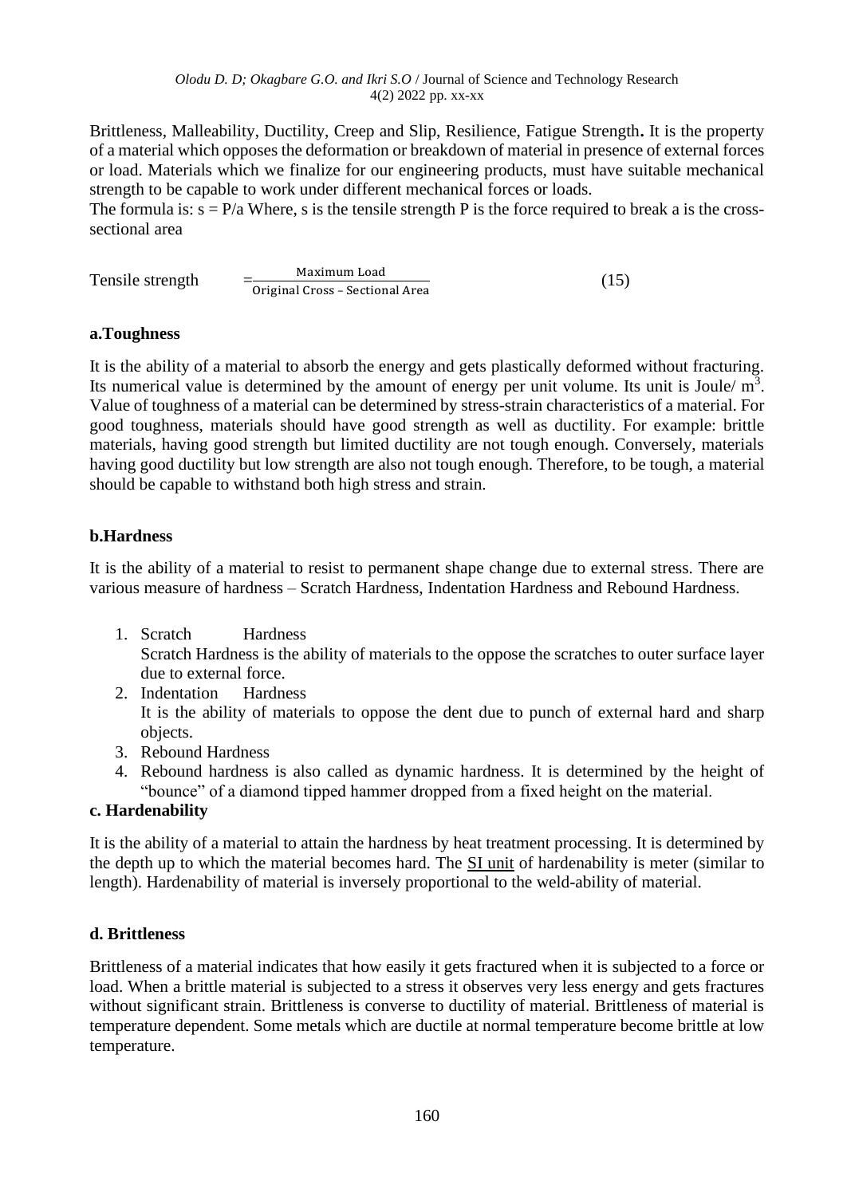Brittleness, Malleability, Ductility, Creep and Slip, Resilience, Fatigue Strength**.** It is the property of a material which opposes the deformation or breakdown of material in presence of external forces or load. Materials which we finalize for our engineering products, must have suitable mechanical strength to be capable to work under different mechanical forces or loads.

The formula is: $s = P/a$ Where, s is the tensile strength P is the force required to break a is the cross-sectional area

$$\text{Tensile strength} = \frac{\text{Maximum Load}}{\text{Original Cross – Sectional Area}} \tag{15}$$

### a.Toughness

It is the ability of a material to absorb the energy and gets plastically deformed without fracturing. Its numerical value is determined by the amount of energy per unit volume. Its unit is Joule/ $m^3$. Value of toughness of a material can be determined by stress-strain characteristics of a material. For good toughness, materials should have good strength as well as ductility. For example: brittle materials, having good strength but limited ductility are not tough enough. Conversely, materials having good ductility but low strength are also not tough enough. Therefore, to be tough, a material should be capable to withstand both high stress and strain.

### b.Hardness

It is the ability of a material to resist to permanent shape change due to external stress. There are various measure of hardness – Scratch Hardness, Indentation Hardness and Rebound Hardness.

1. Scratch Hardness
   Scratch Hardness is the ability of materials to the oppose the scratches to outer surface layer due to external force.
2. Indentation Hardness
   It is the ability of materials to oppose the dent due to punch of external hard and sharp objects.
3. Rebound Hardness
4. Rebound hardness is also called as dynamic hardness. It is determined by the height of "bounce" of a diamond tipped hammer dropped from a fixed height on the material.

### c. Hardenability

It is the ability of a material to attain the hardness by heat treatment processing. It is determined by the depth up to which the material becomes hard. The SI unit of hardenability is meter (similar to length). Hardenability of material is inversely proportional to the weld-ability of material.

### d. Brittleness

Brittleness of a material indicates that how easily it gets fractured when it is subjected to a force or load. When a brittle material is subjected to a stress it observes very less energy and gets fractures without significant strain. Brittleness is converse to ductility of material. Brittleness of material is temperature dependent. Some metals which are ductile at normal temperature become brittle at low temperature.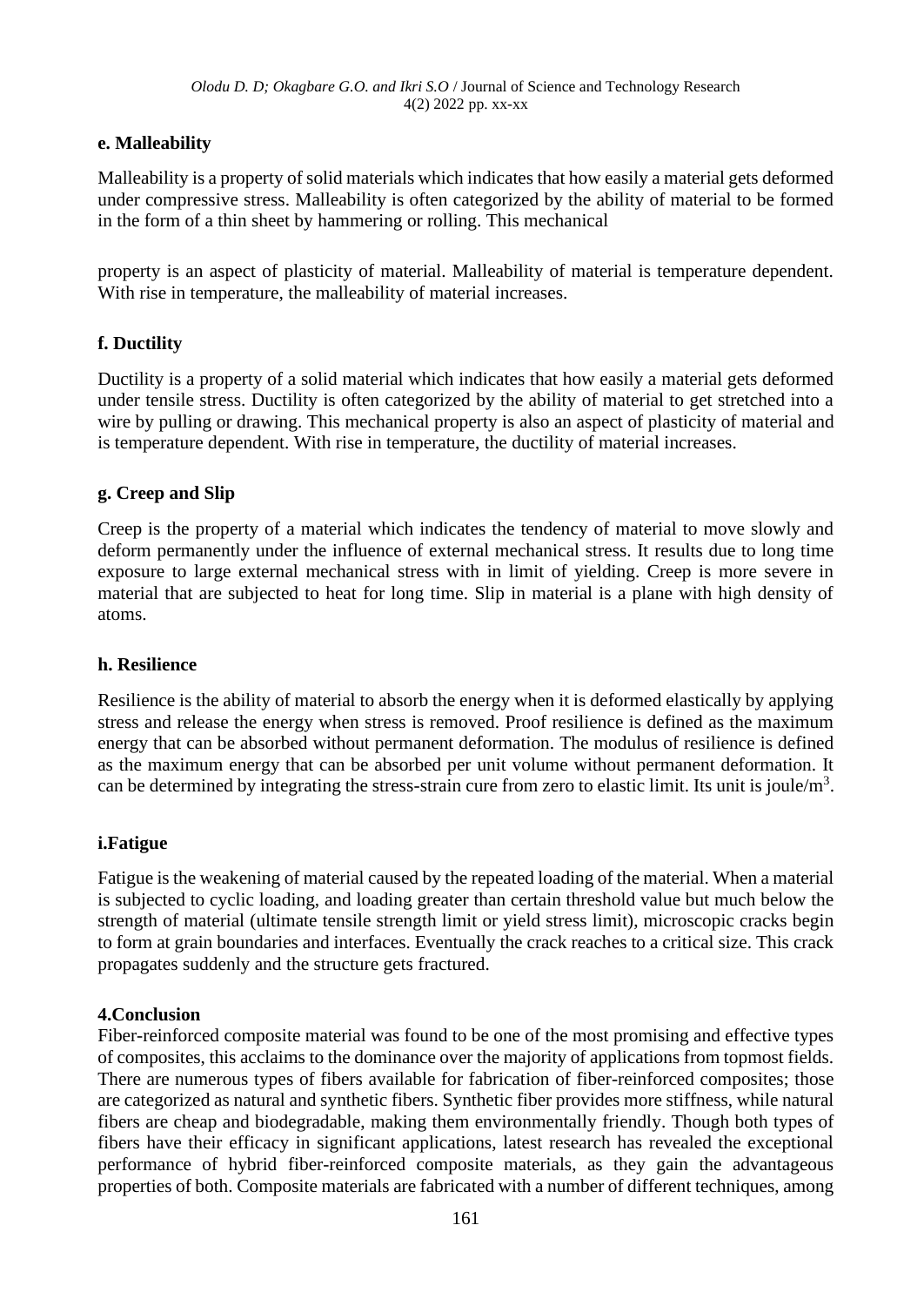**e. Malleability**

Malleability is a property of solid materials which indicates that how easily a material gets deformed under compressive stress. Malleability is often categorized by the ability of material to be formed in the form of a thin sheet by hammering or rolling. This mechanical

property is an aspect of plasticity of material. Malleability of material is temperature dependent. With rise in temperature, the malleability of material increases.

**f. Ductility**

Ductility is a property of a solid material which indicates that how easily a material gets deformed under tensile stress. Ductility is often categorized by the ability of material to get stretched into a wire by pulling or drawing. This mechanical property is also an aspect of plasticity of material and is temperature dependent. With rise in temperature, the ductility of material increases.

**g. Creep and Slip**

Creep is the property of a material which indicates the tendency of material to move slowly and deform permanently under the influence of external mechanical stress. It results due to long time exposure to large external mechanical stress with in limit of yielding. Creep is more severe in material that are subjected to heat for long time. Slip in material is a plane with high density of atoms.

**h. Resilience**

Resilience is the ability of material to absorb the energy when it is deformed elastically by applying stress and release the energy when stress is removed. Proof resilience is defined as the maximum energy that can be absorbed without permanent deformation. The modulus of resilience is defined as the maximum energy that can be absorbed per unit volume without permanent deformation. It can be determined by integrating the stress-strain cure from zero to elastic limit. Its unit is joule/$m^3$.

**i.Fatigue**

Fatigue is the weakening of material caused by the repeated loading of the material. When a material is subjected to cyclic loading, and loading greater than certain threshold value but much below the strength of material (ultimate tensile strength limit or yield stress limit), microscopic cracks begin to form at grain boundaries and interfaces. Eventually the crack reaches to a critical size. This crack propagates suddenly and the structure gets fractured.

**4.Conclusion**

Fiber-reinforced composite material was found to be one of the most promising and effective types of composites, this acclaims to the dominance over the majority of applications from topmost fields. There are numerous types of fibers available for fabrication of fiber-reinforced composites; those are categorized as natural and synthetic fibers. Synthetic fiber provides more stiffness, while natural fibers are cheap and biodegradable, making them environmentally friendly. Though both types of fibers have their efficacy in significant applications, latest research has revealed the exceptional performance of hybrid fiber-reinforced composite materials, as they gain the advantageous properties of both. Composite materials are fabricated with a number of different techniques, among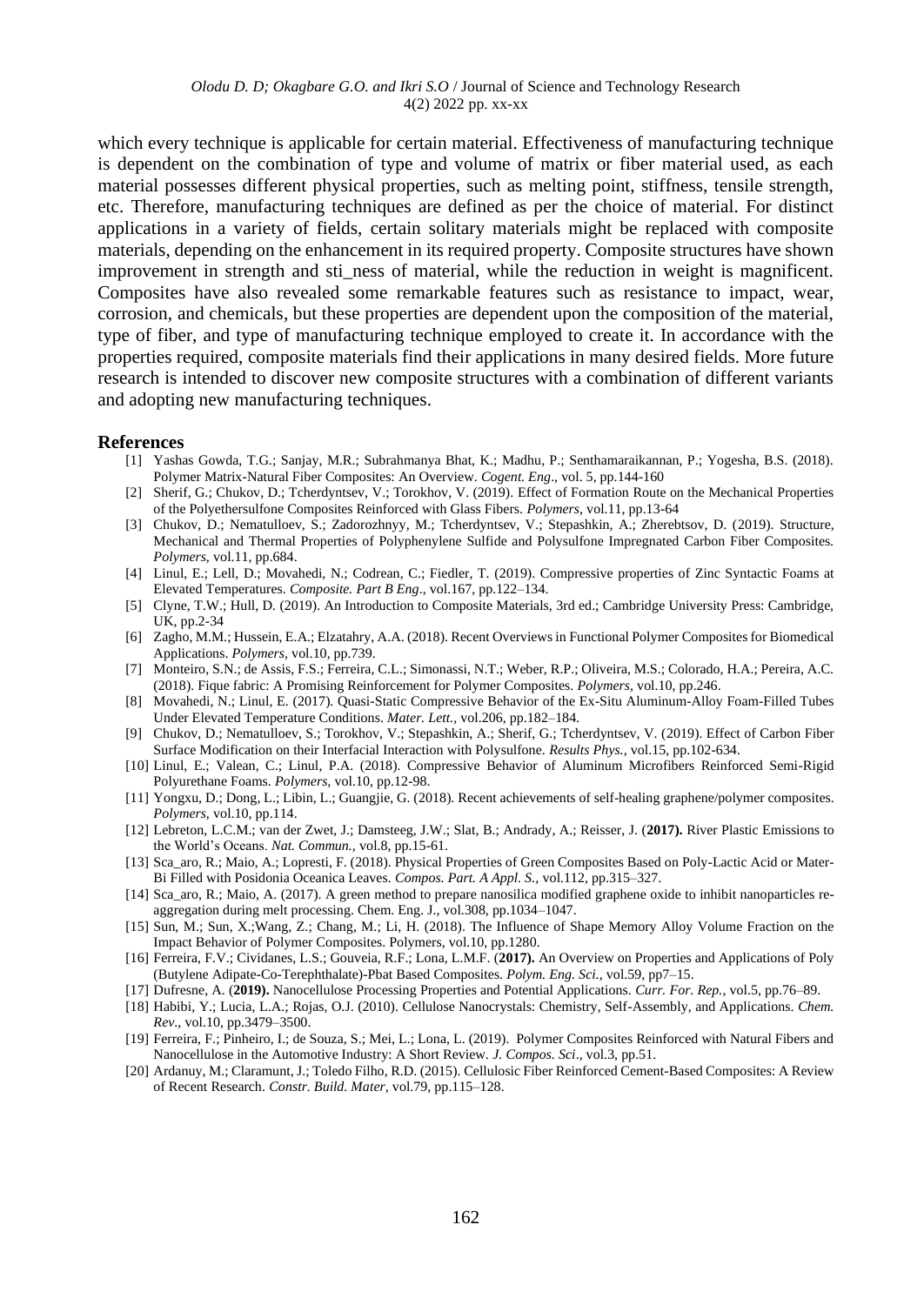which every technique is applicable for certain material. Effectiveness of manufacturing technique is dependent on the combination of type and volume of matrix or fiber material used, as each material possesses different physical properties, such as melting point, stiffness, tensile strength, etc. Therefore, manufacturing techniques are defined as per the choice of material. For distinct applications in a variety of fields, certain solitary materials might be replaced with composite materials, depending on the enhancement in its required property. Composite structures have shown improvement in strength and sti_ness of material, while the reduction in weight is magnificent. Composites have also revealed some remarkable features such as resistance to impact, wear, corrosion, and chemicals, but these properties are dependent upon the composition of the material, type of fiber, and type of manufacturing technique employed to create it. In accordance with the properties required, composite materials find their applications in many desired fields. More future research is intended to discover new composite structures with a combination of different variants and adopting new manufacturing techniques.

## References

[1] Yashas Gowda, T.G.; Sanjay, M.R.; Subrahmanya Bhat, K.; Madhu, P.; Senthamaraikannan, P.; Yogesha, B.S. (2018). Polymer Matrix-Natural Fiber Composites: An Overview. *Cogent. Eng*., vol. 5, pp.144-160

[2] Sherif, G.; Chukov, D.; Tcherdyntsev, V.; Torokhov, V. (2019). Effect of Formation Route on the Mechanical Properties of the Polyethersulfone Composites Reinforced with Glass Fibers. *Polymers*, vol.11, pp.13-64

[3] Chukov, D.; Nematulloev, S.; Zadorozhnyy, M.; Tcherdyntsev, V.; Stepashkin, A.; Zherebtsov, D. (2019). Structure, Mechanical and Thermal Properties of Polyphenylene Sulfide and Polysulfone Impregnated Carbon Fiber Composites. *Polymers*, vol.11, pp.684.

[4] Linul, E.; Lell, D.; Movahedi, N.; Codrean, C.; Fiedler, T. (2019). Compressive properties of Zinc Syntactic Foams at Elevated Temperatures. *Composite. Part B Eng*., vol.167, pp.122–134.

[5] Clyne, T.W.; Hull, D. (2019). An Introduction to Composite Materials, 3rd ed.; Cambridge University Press: Cambridge, UK, pp.2-34

[6] Zagho, M.M.; Hussein, E.A.; Elzatahry, A.A. (2018). Recent Overviews in Functional Polymer Composites for Biomedical Applications. *Polymers*, vol.10, pp.739.

[7] Monteiro, S.N.; de Assis, F.S.; Ferreira, C.L.; Simonassi, N.T.; Weber, R.P.; Oliveira, M.S.; Colorado, H.A.; Pereira, A.C. (2018). Fique fabric: A Promising Reinforcement for Polymer Composites. *Polymers*, vol.10, pp.246.

[8] Movahedi, N.; Linul, E. (2017). Quasi-Static Compressive Behavior of the Ex-Situ Aluminum-Alloy Foam-Filled Tubes Under Elevated Temperature Conditions. *Mater. Lett.*, vol.206, pp.182–184.

[9] Chukov, D.; Nematulloev, S.; Torokhov, V.; Stepashkin, A.; Sherif, G.; Tcherdyntsev, V. (2019). Effect of Carbon Fiber Surface Modification on their Interfacial Interaction with Polysulfone. *Results Phys.*, vol.15, pp.102-634.

[10] Linul, E.; Valean, C.; Linul, P.A. (2018). Compressive Behavior of Aluminum Microfibers Reinforced Semi-Rigid Polyurethane Foams. *Polymers*, vol.10, pp.12-98.

[11] Yongxu, D.; Dong, L.; Libin, L.; Guangjie, G. (2018). Recent achievements of self-healing graphene/polymer composites. *Polymers*, vol.10, pp.114.

[12] Lebreton, L.C.M.; van der Zwet, J.; Damsteeg, J.W.; Slat, B.; Andrady, A.; Reisser, J. (**2017).** River Plastic Emissions to the World's Oceans. *Nat. Commun.*, vol.8, pp.15-61.

[13] Sca_aro, R.; Maio, A.; Lopresti, F. (2018). Physical Properties of Green Composites Based on Poly-Lactic Acid or Mater-Bi Filled with Posidonia Oceanica Leaves. *Compos. Part. A Appl. S.*, vol.112, pp.315–327.

[14] Sca_aro, R.; Maio, A. (2017). A green method to prepare nanosilica modified graphene oxide to inhibit nanoparticles re-aggregation during melt processing. Chem. Eng. J., vol.308, pp.1034–1047.

[15] Sun, M.; Sun, X.;Wang, Z.; Chang, M.; Li, H. (2018). The Influence of Shape Memory Alloy Volume Fraction on the Impact Behavior of Polymer Composites. Polymers, vol.10, pp.1280.

[16] Ferreira, F.V.; Cividanes, L.S.; Gouveia, R.F.; Lona, L.M.F. (**2017).** An Overview on Properties and Applications of Poly (Butylene Adipate-Co-Terephthalate)-Pbat Based Composites. *Polym. Eng. Sci.,* vol.59, pp7–15.

[17] Dufresne, A. (**2019).** Nanocellulose Processing Properties and Potential Applications. *Curr. For. Rep.*, vol.5, pp.76–89.

[18] Habibi, Y.; Lucia, L.A.; Rojas, O.J. (2010). Cellulose Nanocrystals: Chemistry, Self-Assembly, and Applications. *Chem. Rev*., vol.10, pp.3479–3500.

[19] Ferreira, F.; Pinheiro, I.; de Souza, S.; Mei, L.; Lona, L. (2019). Polymer Composites Reinforced with Natural Fibers and Nanocellulose in the Automotive Industry: A Short Review. *J. Compos. Sci*., vol.3, pp.51.

[20] Ardanuy, M.; Claramunt, J.; Toledo Filho, R.D. (2015). Cellulosic Fiber Reinforced Cement-Based Composites: A Review of Recent Research. *Constr. Build. Mater*, vol.79, pp.115–128.